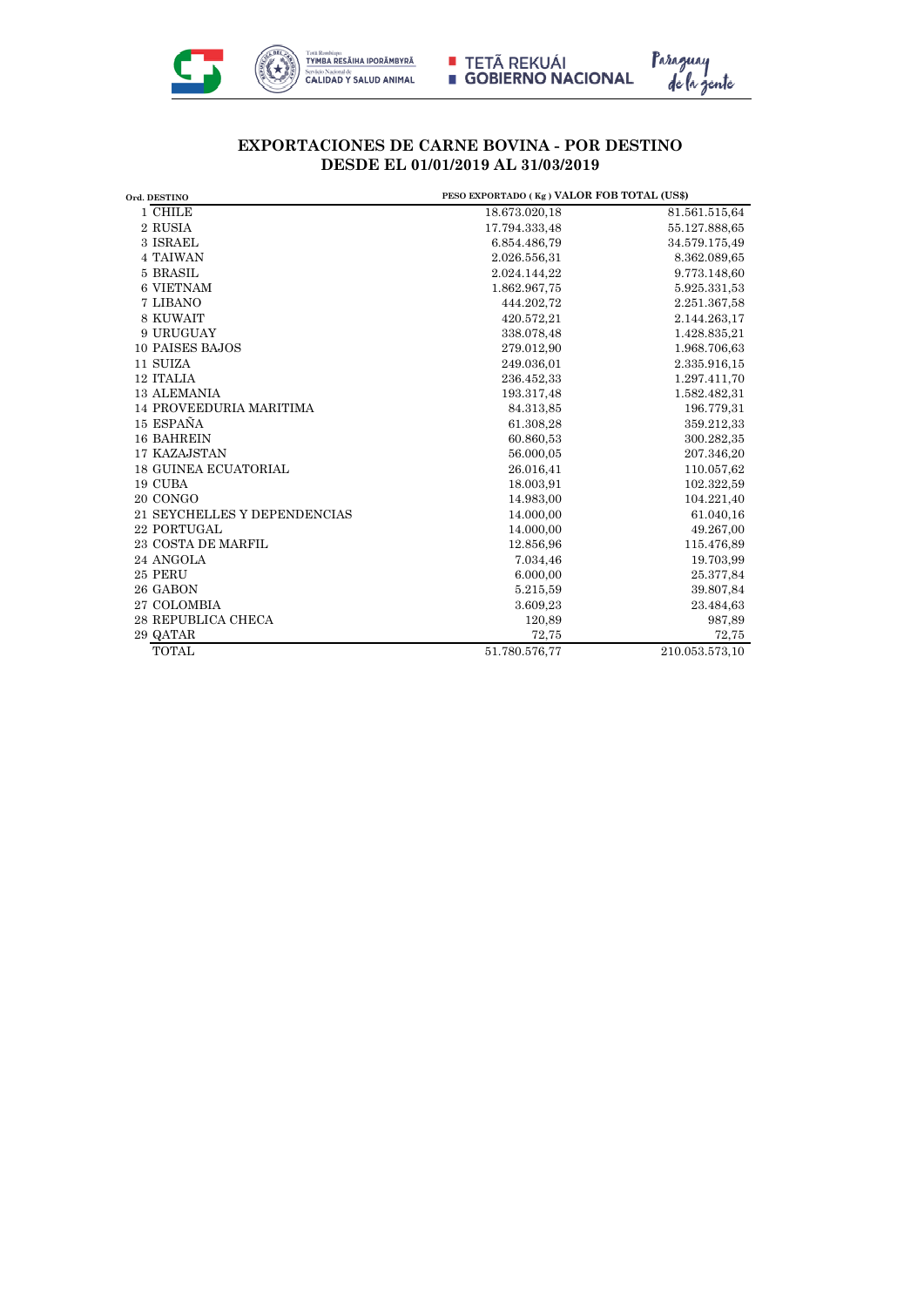**EXPORTACIONES DE CARNE BOVINA - POR DESTINO**
**DESDE EL 01/01/2019 AL 31/03/2019**

| Ord. | DESTINO | PESO EXPORTADO ( Kg ) | VALOR FOB TOTAL (US$) |
|---|---|---|---|
| 1 | CHILE | 18.673.020,18 | 81.561.515,64 |
| 2 | RUSIA | 17.794.333,48 | 55.127.888,65 |
| 3 | ISRAEL | 6.854.486,79 | 34.579.175,49 |
| 4 | TAIWAN | 2.026.556,31 | 8.362.089,65 |
| 5 | BRASIL | 2.024.144,22 | 9.773.148,60 |
| 6 | VIETNAM | 1.862.967,75 | 5.925.331,53 |
| 7 | LIBANO | 444.202,72 | 2.251.367,58 |
| 8 | KUWAIT | 420.572,21 | 2.144.263,17 |
| 9 | URUGUAY | 338.078,48 | 1.428.835,21 |
| 10 | PAISES BAJOS | 279.012,90 | 1.968.706,63 |
| 11 | SUIZA | 249.036,01 | 2.335.916,15 |
| 12 | ITALIA | 236.452,33 | 1.297.411,70 |
| 13 | ALEMANIA | 193.317,48 | 1.582.482,31 |
| 14 | PROVEEDURIA MARITIMA | 84.313,85 | 196.779,31 |
| 15 | ESPAÑA | 61.308,28 | 359.212,33 |
| 16 | BAHREIN | 60.860,53 | 300.282,35 |
| 17 | KAZAJSTAN | 56.000,05 | 207.346,20 |
| 18 | GUINEA ECUATORIAL | 26.016,41 | 110.057,62 |
| 19 | CUBA | 18.003,91 | 102.322,59 |
| 20 | CONGO | 14.983,00 | 104.221,40 |
| 21 | SEYCHELLES Y DEPENDENCIAS | 14.000,00 | 61.040,16 |
| 22 | PORTUGAL | 14.000,00 | 49.267,00 |
| 23 | COSTA DE MARFIL | 12.856,96 | 115.476,89 |
| 24 | ANGOLA | 7.034,46 | 19.703,99 |
| 25 | PERU | 6.000,00 | 25.377,84 |
| 26 | GABON | 5.215,59 | 39.807,84 |
| 27 | COLOMBIA | 3.609,23 | 23.484,63 |
| 28 | REPUBLICA CHECA | 120,89 | 987,89 |
| 29 | QATAR | 72,75 | 72,75 |
| | TOTAL | 51.780.576,77 | 210.053.573,10 |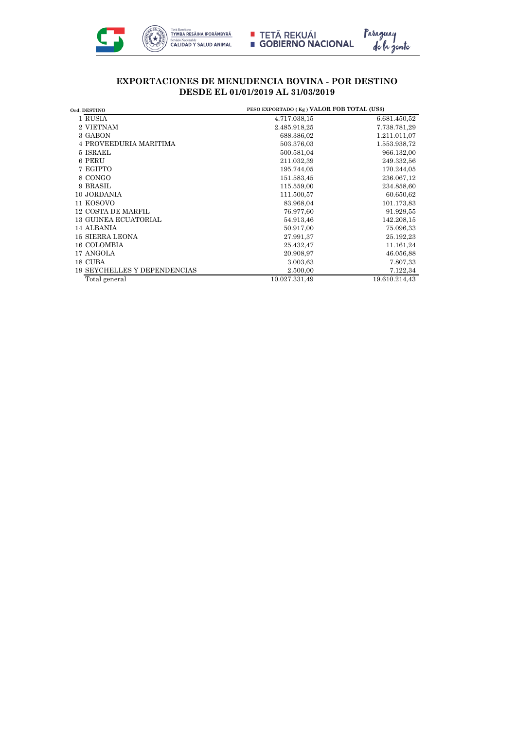# EXPORTACIONES DE MENUDENCIA BOVINA - POR DESTINO
## DESDE EL 01/01/2019 AL 31/03/2019

| Ord. | DESTINO | PESO EXPORTADO ( Kg ) | VALOR FOB TOTAL (US$) |
|---|---|---|---|
| 1 | RUSIA | 4.717.038,15 | 6.681.450,52 |
| 2 | VIETNAM | 2.485.918,25 | 7.738.781,29 |
| 3 | GABON | 688.386,02 | 1.211.011,07 |
| 4 | PROVEEDURIA MARITIMA | 503.376,03 | 1.553.938,72 |
| 5 | ISRAEL | 500.581,04 | 966.132,00 |
| 6 | PERU | 211.032,39 | 249.332,56 |
| 7 | EGIPTO | 195.744,05 | 170.244,05 |
| 8 | CONGO | 151.583,45 | 236.067,12 |
| 9 | BRASIL | 115.559,00 | 234.858,60 |
| 10 | JORDANIA | 111.500,57 | 60.650,62 |
| 11 | KOSOVO | 83.968,04 | 101.173,83 |
| 12 | COSTA DE MARFIL | 76.977,60 | 91.929,55 |
| 13 | GUINEA ECUATORIAL | 54.913,46 | 142.208,15 |
| 14 | ALBANIA | 50.917,00 | 75.096,33 |
| 15 | SIERRA LEONA | 27.991,37 | 25.192,23 |
| 16 | COLOMBIA | 25.432,47 | 11.161,24 |
| 17 | ANGOLA | 20.908,97 | 46.056,88 |
| 18 | CUBA | 3.003,63 | 7.807,33 |
| 19 | SEYCHELLES Y DEPENDENCIAS | 2.500,00 | 7.122,34 |
| | Total general | 10.027.331,49 | 19.610.214,43 |